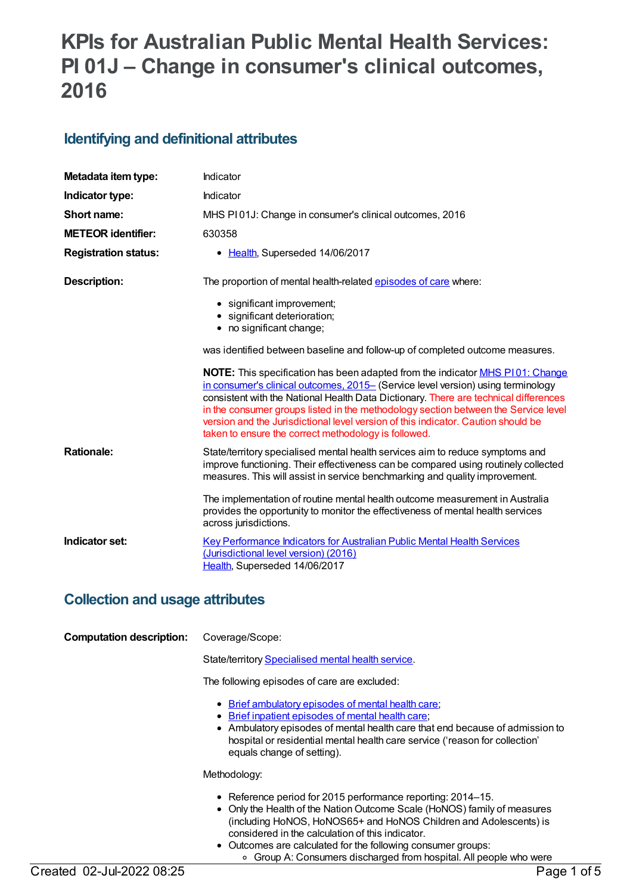# KPIs for Australian Public Mental Health Services: PI 01J – Change in consumer's clinical outcomes, 2016

## Identifying and definitional attributes

| | |
|---|---|
| **Metadata item type:** | Indicator |
| **Indicator type:** | Indicator |
| **Short name:** | MHS PI 01J: Change in consumer's clinical outcomes, 2016 |
| **METEOR identifier:** | 630358 |
| **Registration status:** | Health, Superseded 14/06/2017 |

**Description:**

The proportion of mental health-related episodes of care where:

- significant improvement;
- significant deterioration;
- no significant change;

was identified between baseline and follow-up of completed outcome measures.

**NOTE:** This specification has been adapted from the indicator MHS PI 01: Change in consumer's clinical outcomes, 2015– (Service level version) using terminology consistent with the National Health Data Dictionary. There are technical differences in the consumer groups listed in the methodology section between the Service level version and the Jurisdictional level version of this indicator. Caution should be taken to ensure the correct methodology is followed.

**Rationale:**

State/territory specialised mental health services aim to reduce symptoms and improve functioning. Their effectiveness can be compared using routinely collected measures. This will assist in service benchmarking and quality improvement.

The implementation of routine mental health outcome measurement in Australia provides the opportunity to monitor the effectiveness of mental health services across jurisdictions.

**Indicator set:**

Key Performance Indicators for Australian Public Mental Health Services (Jurisdictional level version) (2016)
Health, Superseded 14/06/2017

## Collection and usage attributes

**Computation description:**

Coverage/Scope:

State/territory Specialised mental health service.

The following episodes of care are excluded:

- Brief ambulatory episodes of mental health care;
- Brief inpatient episodes of mental health care;
- Ambulatory episodes of mental health care that end because of admission to hospital or residential mental health care service ('reason for collection' equals change of setting).

Methodology:

- Reference period for 2015 performance reporting: 2014–15.
- Only the Health of the Nation Outcome Scale (HoNOS) family of measures (including HoNOS, HoNOS65+ and HoNOS Children and Adolescents) is considered in the calculation of this indicator.
- Outcomes are calculated for the following consumer groups:
    - Group A: Consumers discharged from hospital. All people who were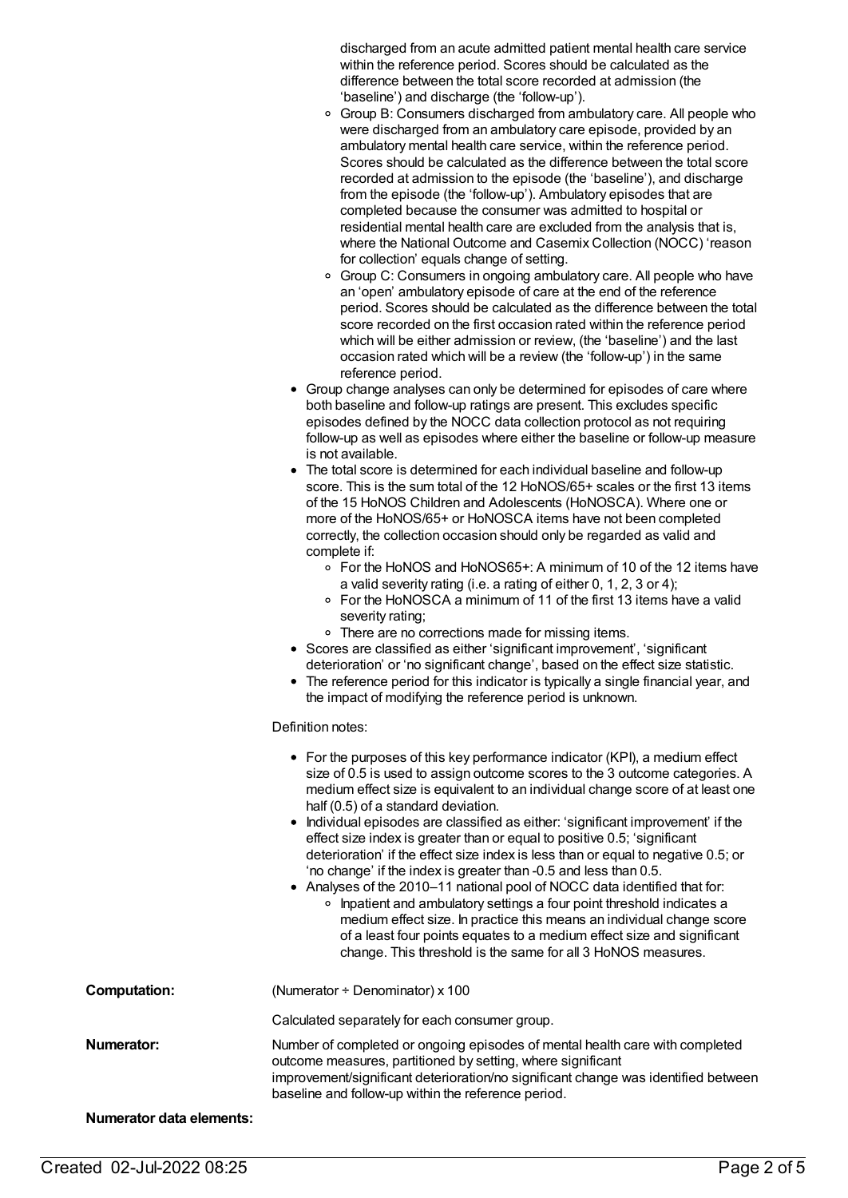discharged from an acute admitted patient mental health care service within the reference period. Scores should be calculated as the difference between the total score recorded at admission (the 'baseline') and discharge (the 'follow-up').
    - Group B: Consumers discharged from ambulatory care. All people who were discharged from an ambulatory care episode, provided by an ambulatory mental health care service, within the reference period. Scores should be calculated as the difference between the total score recorded at admission to the episode (the 'baseline'), and discharge from the episode (the 'follow-up'). Ambulatory episodes that are completed because the consumer was admitted to hospital or residential mental health care are excluded from the analysis that is, where the National Outcome and Casemix Collection (NOCC) 'reason for collection' equals change of setting.
    - Group C: Consumers in ongoing ambulatory care. All people who have an 'open' ambulatory episode of care at the end of the reference period. Scores should be calculated as the difference between the total score recorded on the first occasion rated within the reference period which will be either admission or review, (the 'baseline') and the last occasion rated which will be a review (the 'follow-up') in the same reference period.
- Group change analyses can only be determined for episodes of care where both baseline and follow-up ratings are present. This excludes specific episodes defined by the NOCC data collection protocol as not requiring follow-up as well as episodes where either the baseline or follow-up measure is not available.
- The total score is determined for each individual baseline and follow-up score. This is the sum total of the 12 HoNOS/65+ scales or the first 13 items of the 15 HoNOS Children and Adolescents (HoNOSCA). Where one or more of the HoNOS/65+ or HoNOSCA items have not been completed correctly, the collection occasion should only be regarded as valid and complete if:
    - For the HoNOS and HoNOS65+: A minimum of 10 of the 12 items have a valid severity rating (i.e. a rating of either 0, 1, 2, 3 or 4);
    - For the HoNOSCA a minimum of 11 of the first 13 items have a valid severity rating;
    - There are no corrections made for missing items.
- Scores are classified as either 'significant improvement', 'significant deterioration' or 'no significant change', based on the effect size statistic.
- The reference period for this indicator is typically a single financial year, and the impact of modifying the reference period is unknown.

Definition notes:

- For the purposes of this key performance indicator (KPI), a medium effect size of 0.5 is used to assign outcome scores to the 3 outcome categories. A medium effect size is equivalent to an individual change score of at least one half (0.5) of a standard deviation.
- Individual episodes are classified as either: 'significant improvement' if the effect size index is greater than or equal to positive 0.5; 'significant deterioration' if the effect size index is less than or equal to negative 0.5; or 'no change' if the index is greater than -0.5 and less than 0.5.
- Analyses of the 2010–11 national pool of NOCC data identified that for:
    - Inpatient and ambulatory settings a four point threshold indicates a medium effect size. In practice this means an individual change score of a least four points equates to a medium effect size and significant change. This threshold is the same for all 3 HoNOS measures.

**Computation:** (Numerator ÷ Denominator) x 100

Calculated separately for each consumer group.

**Numerator:** Number of completed or ongoing episodes of mental health care with completed outcome measures, partitioned by setting, where significant improvement/significant deterioration/no significant change was identified between baseline and follow-up within the reference period.

**Numerator data elements:**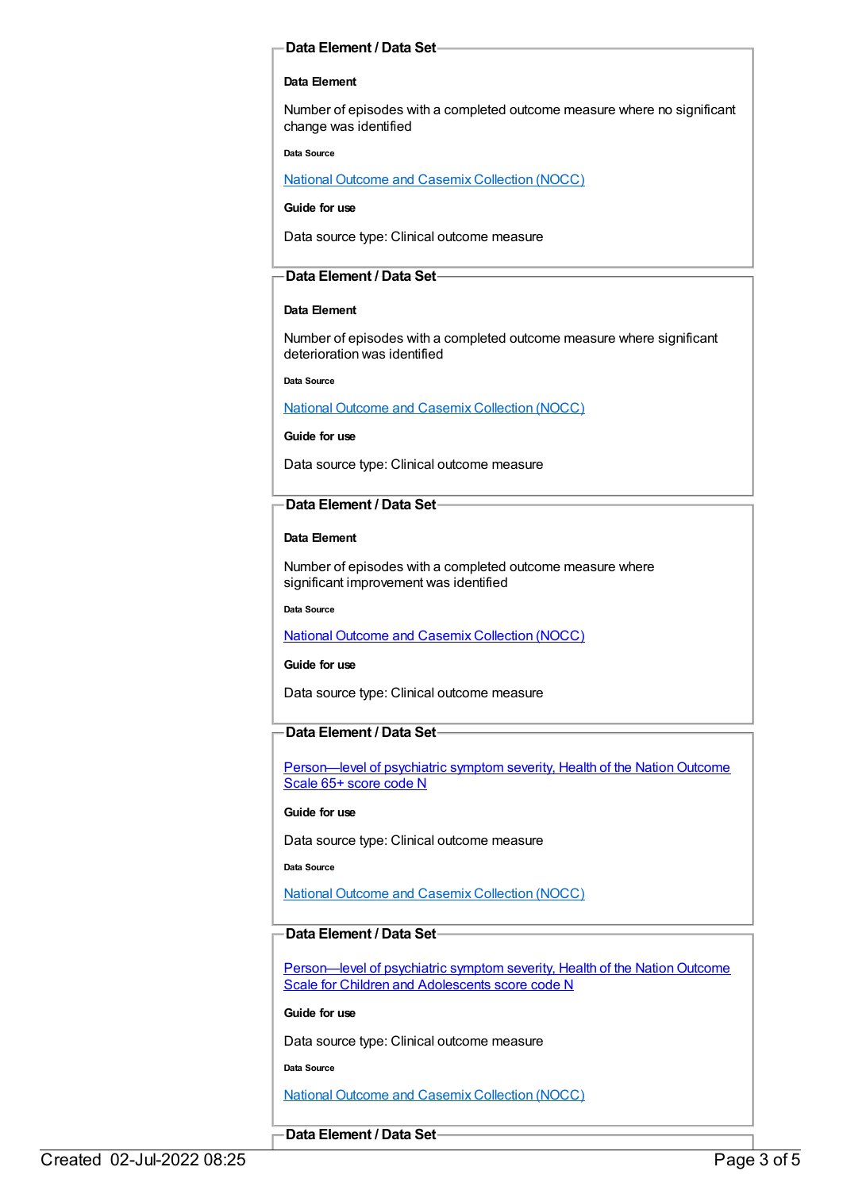### Data Element / Data Set

**Data Element**

Number of episodes with a completed outcome measure where no significant change was identified

**Data Source**

National Outcome and Casemix Collection (NOCC)

**Guide for use**

Data source type: Clinical outcome measure

### Data Element / Data Set

**Data Element**

Number of episodes with a completed outcome measure where significant deterioration was identified

**Data Source**

National Outcome and Casemix Collection (NOCC)

**Guide for use**

Data source type: Clinical outcome measure

### Data Element / Data Set

**Data Element**

Number of episodes with a completed outcome measure where significant improvement was identified

**Data Source**

National Outcome and Casemix Collection (NOCC)

**Guide for use**

Data source type: Clinical outcome measure

### Data Element / Data Set

Person—level of psychiatric symptom severity, Health of the Nation Outcome Scale 65+ score code N

**Guide for use**

Data source type: Clinical outcome measure

**Data Source**

National Outcome and Casemix Collection (NOCC)

### Data Element / Data Set

Person—level of psychiatric symptom severity, Health of the Nation Outcome Scale for Children and Adolescents score code N

**Guide for use**

Data source type: Clinical outcome measure

**Data Source**

National Outcome and Casemix Collection (NOCC)

### Data Element / Data Set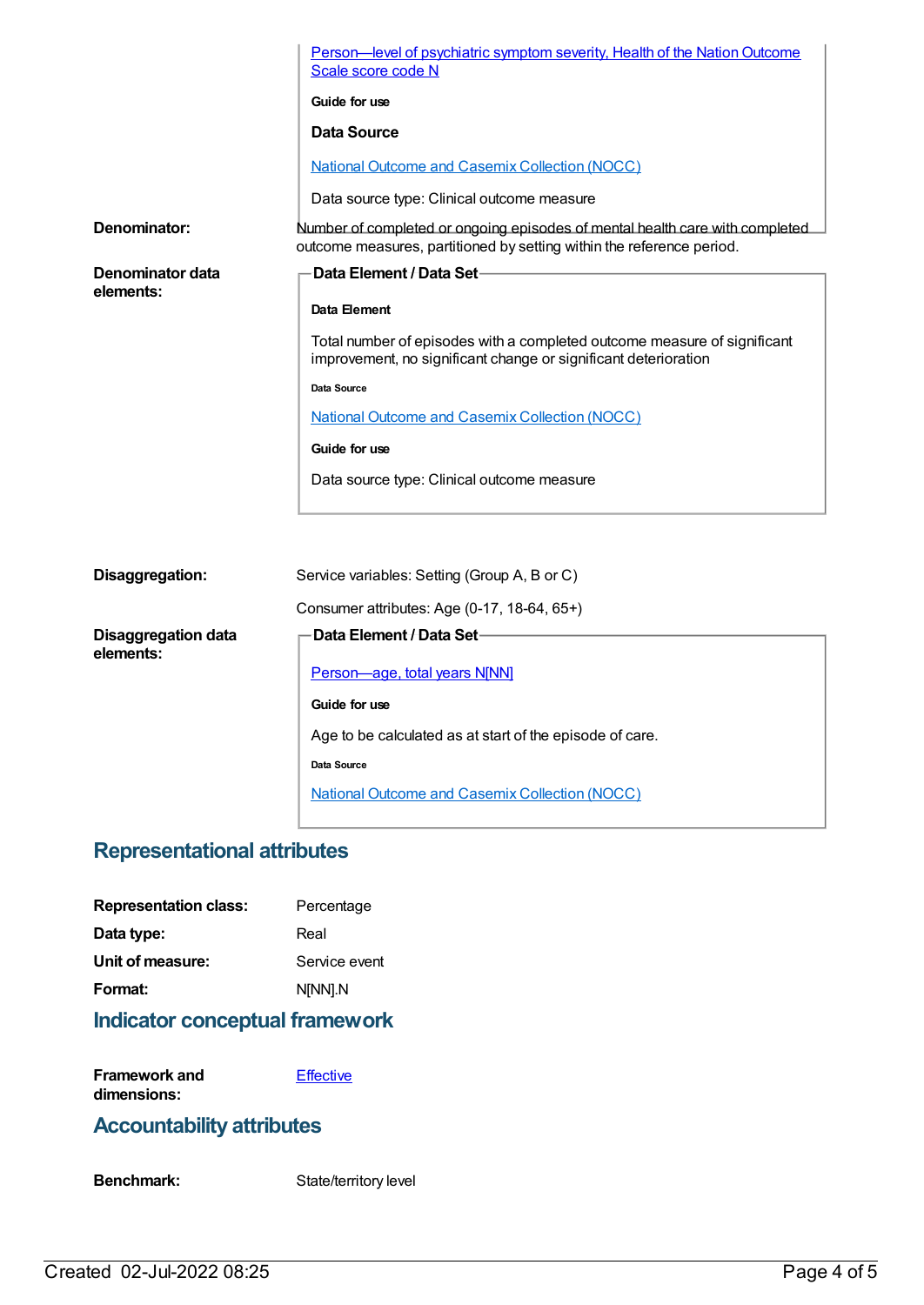[Person—level of psychiatric symptom severity, Health of the Nation Outcome Scale score code N](#)

**Guide for use**

**Data Source**

[National Outcome and Casemix Collection (NOCC)](#)

Data source type: Clinical outcome measure

**Denominator:** Number of completed or ongoing episodes of mental health care with completed outcome measures, partitioned by setting within the reference period.

**Denominator data elements:**

**Data Element / Data Set**

**Data Element**

Total number of episodes with a completed outcome measure of significant improvement, no significant change or significant deterioration

**Data Source**

[National Outcome and Casemix Collection (NOCC)](#)

**Guide for use**

Data source type: Clinical outcome measure

**Disaggregation:** Service variables: Setting (Group A, B or C)

Consumer attributes: Age (0-17, 18-64, 65+)

**Disaggregation data elements:**

**Data Element / Data Set**

[Person—age, total years N[NN]](#)

**Guide for use**

Age to be calculated as at start of the episode of care.

**Data Source**

[National Outcome and Casemix Collection (NOCC)](#)

## Representational attributes

**Representation class:** Percentage

**Data type:** Real

**Unit of measure:** Service event

**Format:** N[NN].N

## Indicator conceptual framework

**Framework and dimensions:** [Effective](#)

## Accountability attributes

**Benchmark:** State/territory level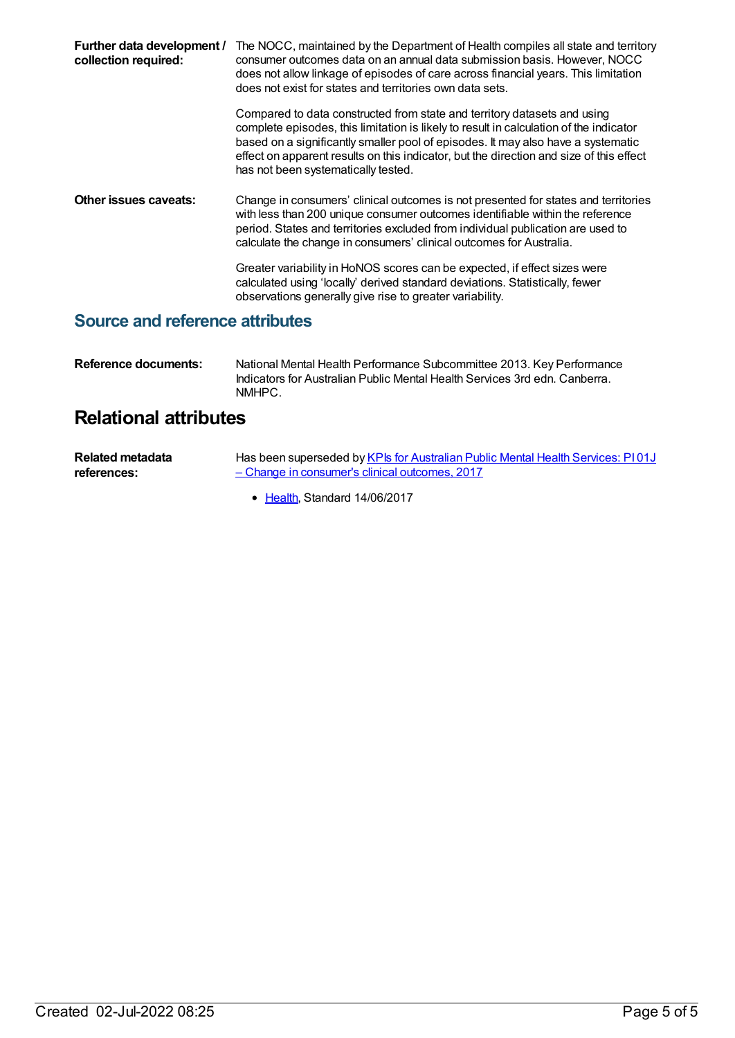**Further data development / collection required:** The NOCC, maintained by the Department of Health compiles all state and territory consumer outcomes data on an annual data submission basis. However, NOCC does not allow linkage of episodes of care across financial years. This limitation does not exist for states and territories own data sets.

Compared to data constructed from state and territory datasets and using complete episodes, this limitation is likely to result in calculation of the indicator based on a significantly smaller pool of episodes. It may also have a systematic effect on apparent results on this indicator, but the direction and size of this effect has not been systematically tested.

**Other issues caveats:** Change in consumers' clinical outcomes is not presented for states and territories with less than 200 unique consumer outcomes identifiable within the reference period. States and territories excluded from individual publication are used to calculate the change in consumers' clinical outcomes for Australia.

Greater variability in HoNOS scores can be expected, if effect sizes were calculated using 'locally' derived standard deviations. Statistically, fewer observations generally give rise to greater variability.

## Source and reference attributes

**Reference documents:** National Mental Health Performance Subcommittee 2013. Key Performance Indicators for Australian Public Mental Health Services 3rd edn. Canberra. NMHPC.

# Relational attributes

**Related metadata references:** Has been superseded by KPIs for Australian Public Mental Health Services: PI 01J – Change in consumer's clinical outcomes, 2017

- Health, Standard 14/06/2017